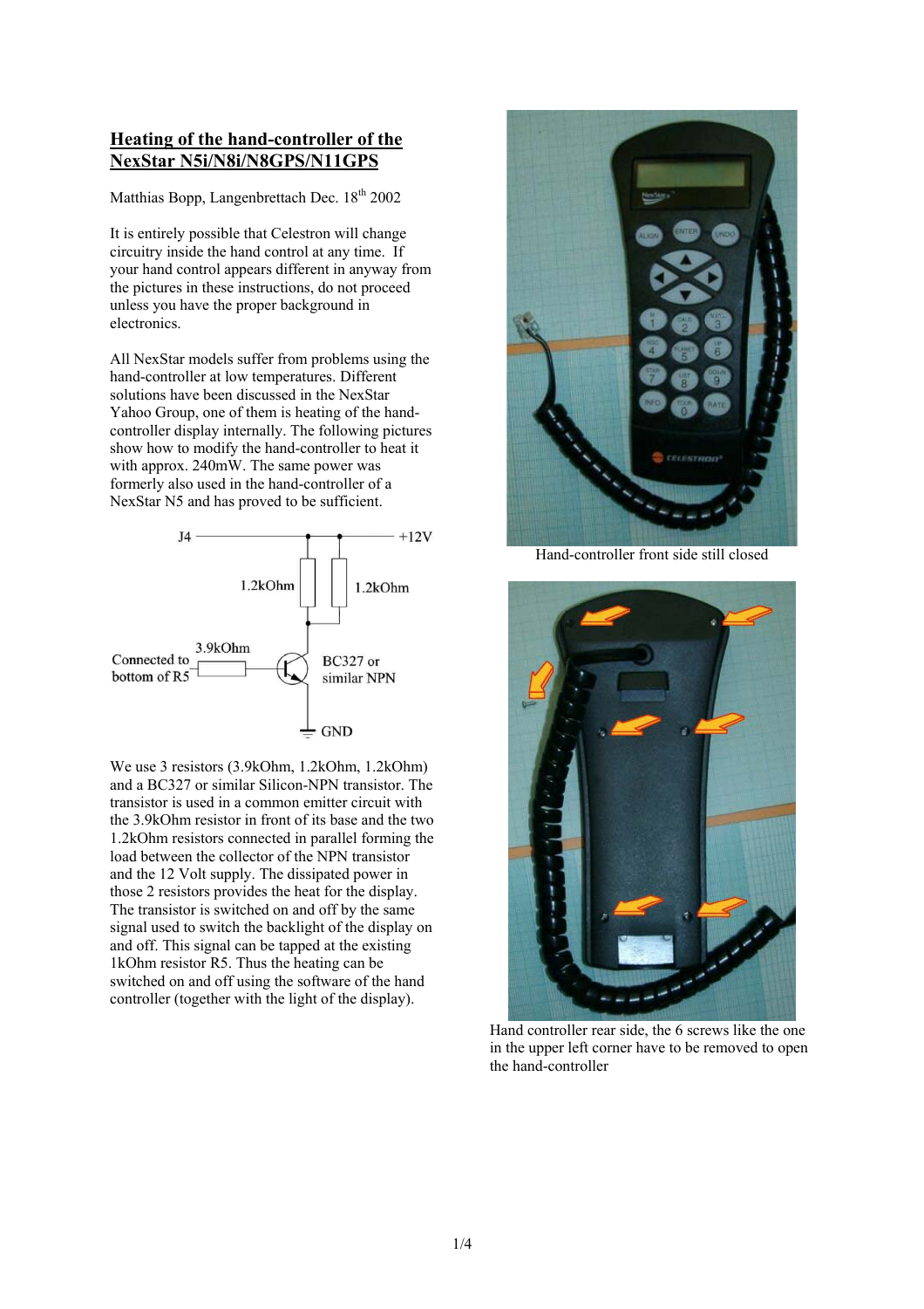## Heating of the hand-controller of the NexStar N5i/N8i/N8GPS/N11GPS

Matthias Bopp, Langenbrettach Dec. 18th 2002

It is entirely possible that Celestron will change circuitry inside the hand control at any time. If your hand control appears different in anyway from the pictures in these instructions, do not proceed unless you have the proper background in electronics.

All NexStar models suffer from problems using the hand-controller at low temperatures. Different solutions have been discussed in the NexStar Yahoo Group, one of them is heating of the hand-controller display internally. The following pictures show how to modify the hand-controller to heat it with approx. 240mW. The same power was formerly also used in the hand-controller of a NexStar N5 and has proved to be sufficient.

J4 +12V

1.2kOhm 1.2kOhm

3.9kOhm

Connected to bottom of R5

BC327 or similar NPN

GND

We use 3 resistors (3.9kOhm, 1.2kOhm, 1.2kOhm) and a BC327 or similar Silicon-NPN transistor. The transistor is used in a common emitter circuit with the 3.9kOhm resistor in front of its base and the two 1.2kOhm resistors connected in parallel forming the load between the collector of the NPN transistor and the 12 Volt supply. The dissipated power in those 2 resistors provides the heat for the display. The transistor is switched on and off by the same signal used to switch the backlight of the display on and off. This signal can be tapped at the existing 1kOhm resistor R5. Thus the heating can be switched on and off using the software of the hand controller (together with the light of the display).

Hand-controller front side still closed

Hand controller rear side, the 6 screws like the one in the upper left corner have to be removed to open the hand-controller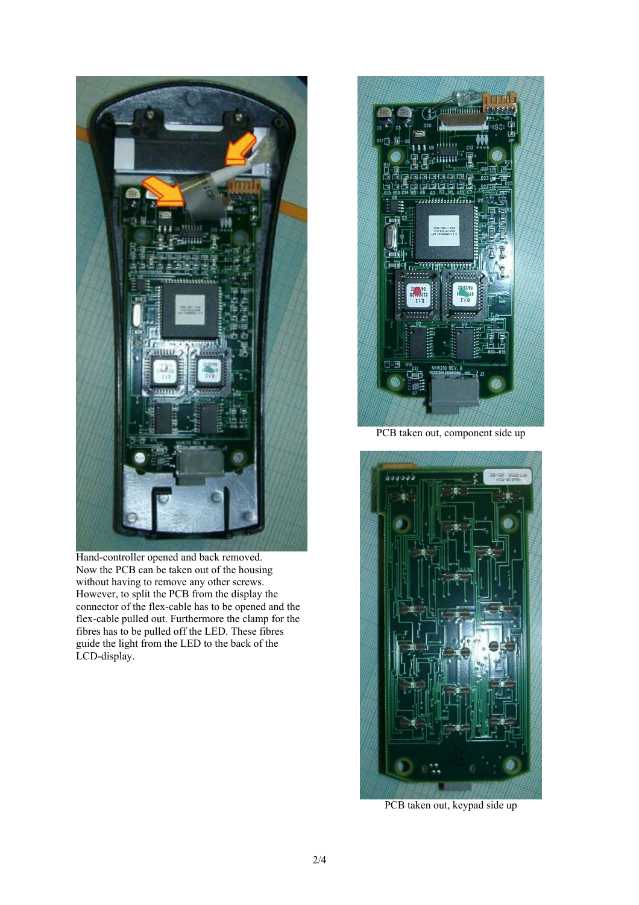Hand-controller opened and back removed.
Now the PCB can be taken out of the housing without having to remove any other screws. However, to split the PCB from the display the connector of the flex-cable has to be opened and the flex-cable pulled out. Furthermore the clamp for the fibres has to be pulled off the LED. These fibres guide the light from the LED to the back of the LCD-display.

PCB taken out, component side up

PCB taken out, keypad side up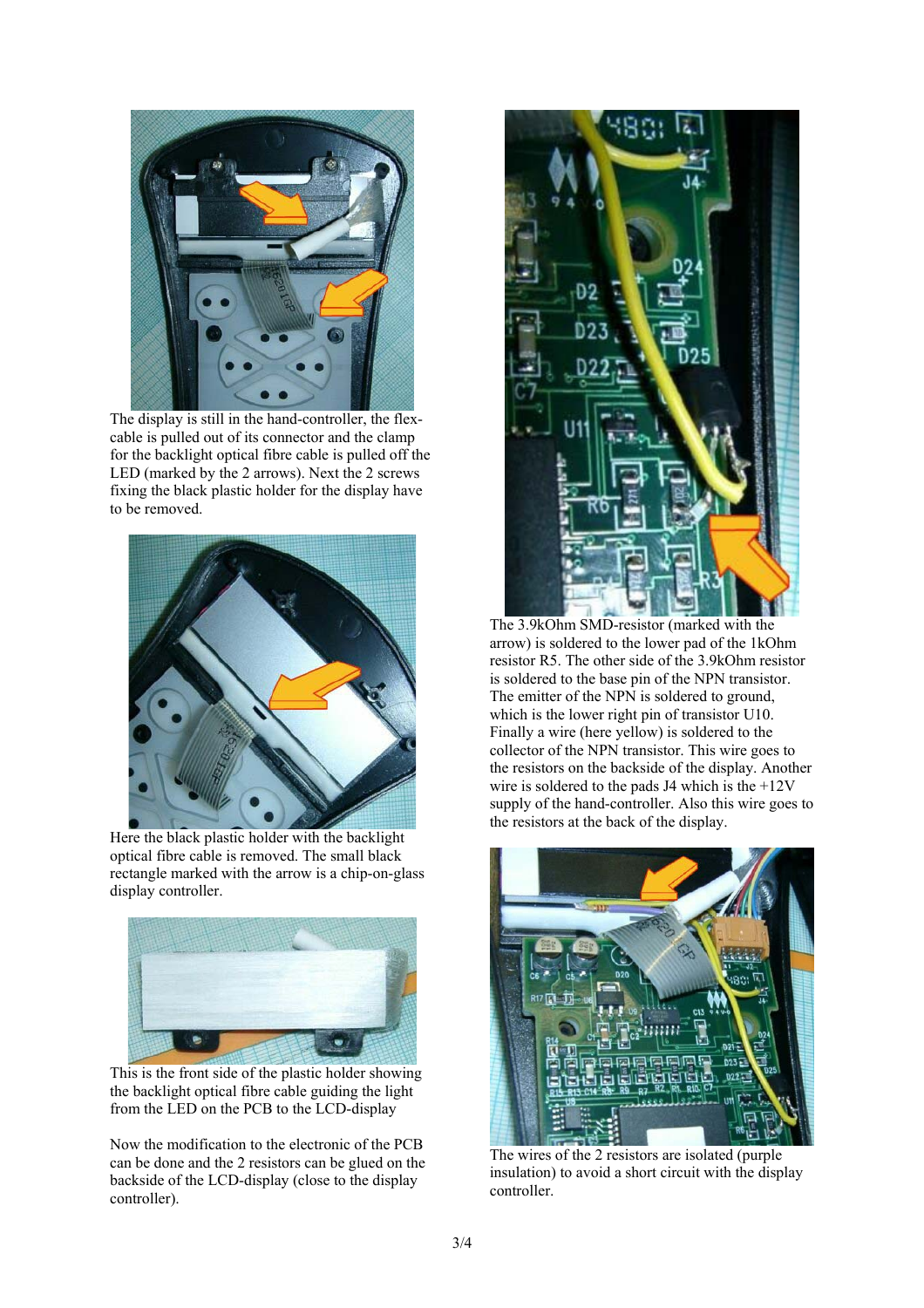The display is still in the hand-controller, the flex-cable is pulled out of its connector and the clamp for the backlight optical fibre cable is pulled off the LED (marked by the 2 arrows). Next the 2 screws fixing the black plastic holder for the display have to be removed.

Here the black plastic holder with the backlight optical fibre cable is removed. The small black rectangle marked with the arrow is a chip-on-glass display controller.

This is the front side of the plastic holder showing the backlight optical fibre cable guiding the light from the LED on the PCB to the LCD-display

Now the modification to the electronic of the PCB can be done and the 2 resistors can be glued on the backside of the LCD-display (close to the display controller).

The 3.9kOhm SMD-resistor (marked with the arrow) is soldered to the lower pad of the 1kOhm resistor R5. The other side of the 3.9kOhm resistor is soldered to the base pin of the NPN transistor. The emitter of the NPN is soldered to ground, which is the lower right pin of transistor U10. Finally a wire (here yellow) is soldered to the collector of the NPN transistor. This wire goes to the resistors on the backside of the display. Another wire is soldered to the pads J4 which is the +12V supply of the hand-controller. Also this wire goes to the resistors at the back of the display.

The wires of the 2 resistors are isolated (purple insulation) to avoid a short circuit with the display controller.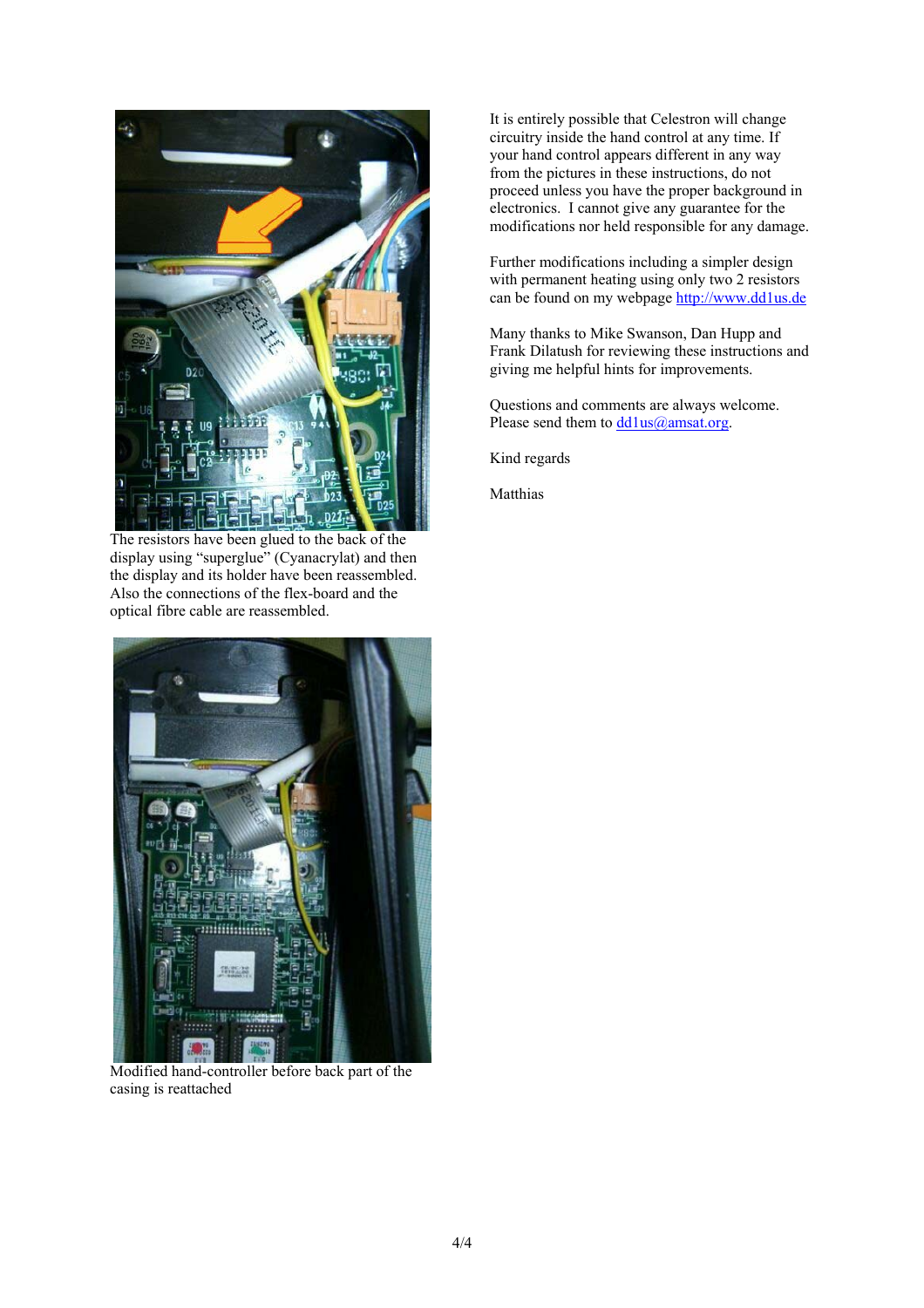The resistors have been glued to the back of the display using “superglue” (Cyanacrylat) and then the display and its holder have been reassembled. Also the connections of the flex-board and the optical fibre cable are reassembled.

Modified hand-controller before back part of the casing is reattached

It is entirely possible that Celestron will change circuitry inside the hand control at any time. If your hand control appears different in any way from the pictures in these instructions, do not proceed unless you have the proper background in electronics. I cannot give any guarantee for the modifications nor held responsible for any damage.

Further modifications including a simpler design with permanent heating using only two 2 resistors can be found on my webpage [http://www.dd1us.de](http://www.dd1us.de)

Many thanks to Mike Swanson, Dan Hupp and Frank Dilatush for reviewing these instructions and giving me helpful hints for improvements.

Questions and comments are always welcome. Please send them to [dd1us@amsat.org](mailto:dd1us@amsat.org).

Kind regards

Matthias